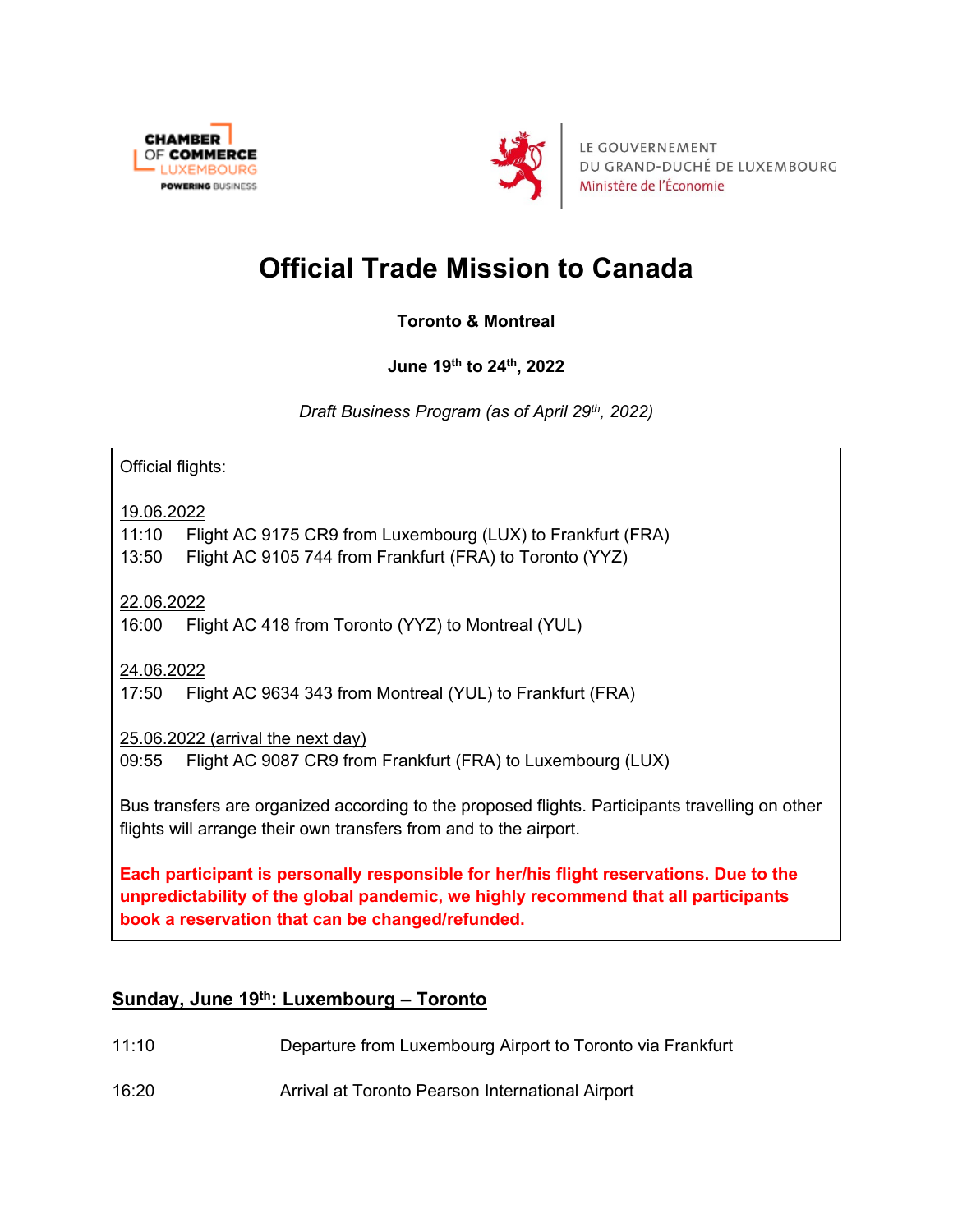CHAMBER OF COMMERCE LUXEMBOURG
POWERING BUSINESS

LE GOUVERNEMENT
DU GRAND-DUCHÉ DE LUXEMBOURG
Ministère de l'Économie

# Official Trade Mission to Canada

**Toronto & Montreal**

**June 19th to 24th, 2022**

*Draft Business Program (as of April 29th, 2022)*

Official flights:

19.06.2022
11:10 Flight AC 9175 CR9 from Luxembourg (LUX) to Frankfurt (FRA)
13:50 Flight AC 9105 744 from Frankfurt (FRA) to Toronto (YYZ)

22.06.2022
16:00 Flight AC 418 from Toronto (YYZ) to Montreal (YUL)

24.06.2022
17:50 Flight AC 9634 343 from Montreal (YUL) to Frankfurt (FRA)

25.06.2022 (arrival the next day)
09:55 Flight AC 9087 CR9 from Frankfurt (FRA) to Luxembourg (LUX)

Bus transfers are organized according to the proposed flights. Participants travelling on other flights will arrange their own transfers from and to the airport.

**Each participant is personally responsible for her/his flight reservations. Due to the unpredictability of the global pandemic, we highly recommend that all participants book a reservation that can be changed/refunded.**

## Sunday, June 19th: Luxembourg – Toronto

| | |
|---|---|
| 11:10 | Departure from Luxembourg Airport to Toronto via Frankfurt |
| 16:20 | Arrival at Toronto Pearson International Airport |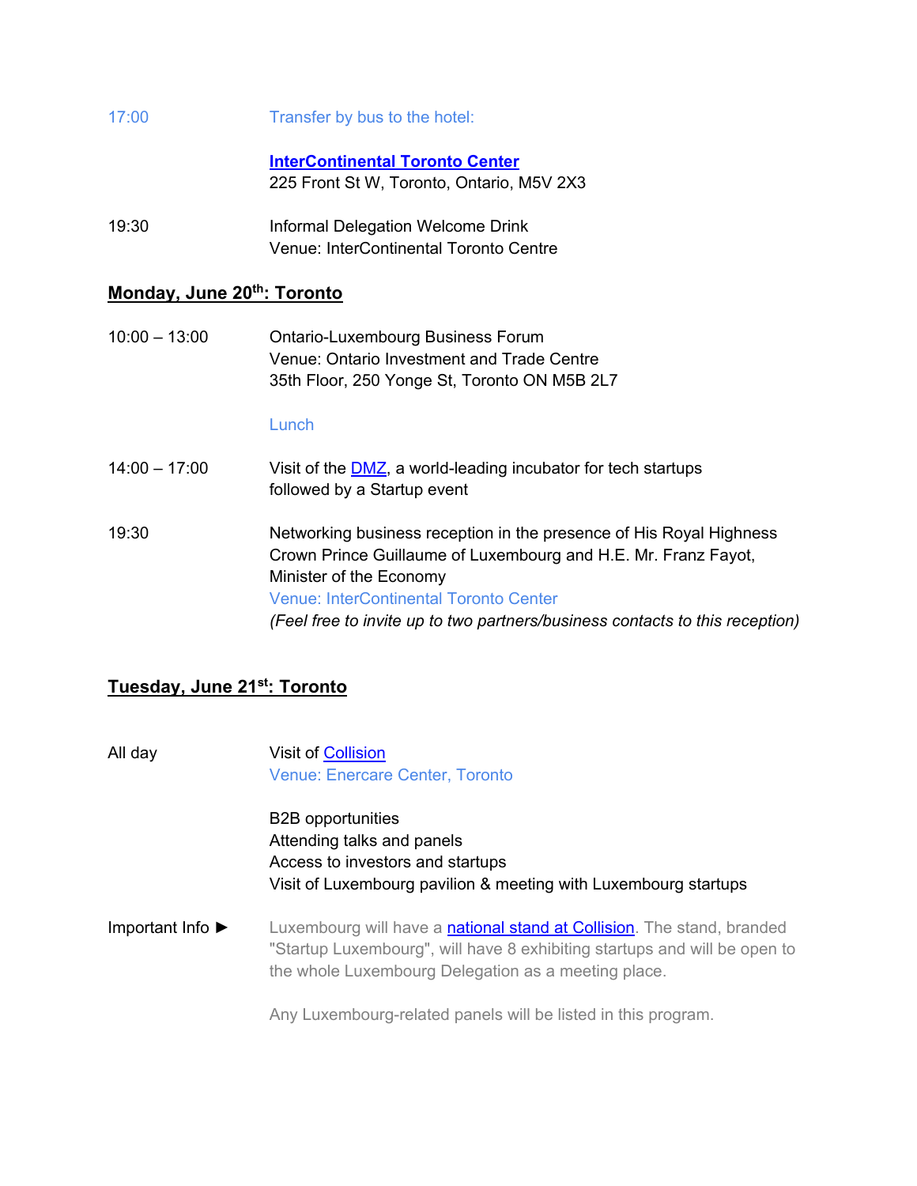17:00 Transfer by bus to the hotel:

**InterContinental Toronto Center**
225 Front St W, Toronto, Ontario, M5V 2X3

19:30 Informal Delegation Welcome Drink
Venue: InterContinental Toronto Centre

## Monday, June 20th: Toronto

10:00 – 13:00 Ontario-Luxembourg Business Forum
Venue: Ontario Investment and Trade Centre
35th Floor, 250 Yonge St, Toronto ON M5B 2L7

Lunch

14:00 – 17:00 Visit of the DMZ, a world-leading incubator for tech startups followed by a Startup event

19:30 Networking business reception in the presence of His Royal Highness Crown Prince Guillaume of Luxembourg and H.E. Mr. Franz Fayot, Minister of the Economy
Venue: InterContinental Toronto Center
*(Feel free to invite up to two partners/business contacts to this reception)*

## Tuesday, June 21st: Toronto

All day Visit of Collision
Venue: Enercare Center, Toronto

B2B opportunities
Attending talks and panels
Access to investors and startups
Visit of Luxembourg pavilion & meeting with Luxembourg startups

Important Info ► Luxembourg will have a national stand at Collision. The stand, branded "Startup Luxembourg", will have 8 exhibiting startups and will be open to the whole Luxembourg Delegation as a meeting place.

Any Luxembourg-related panels will be listed in this program.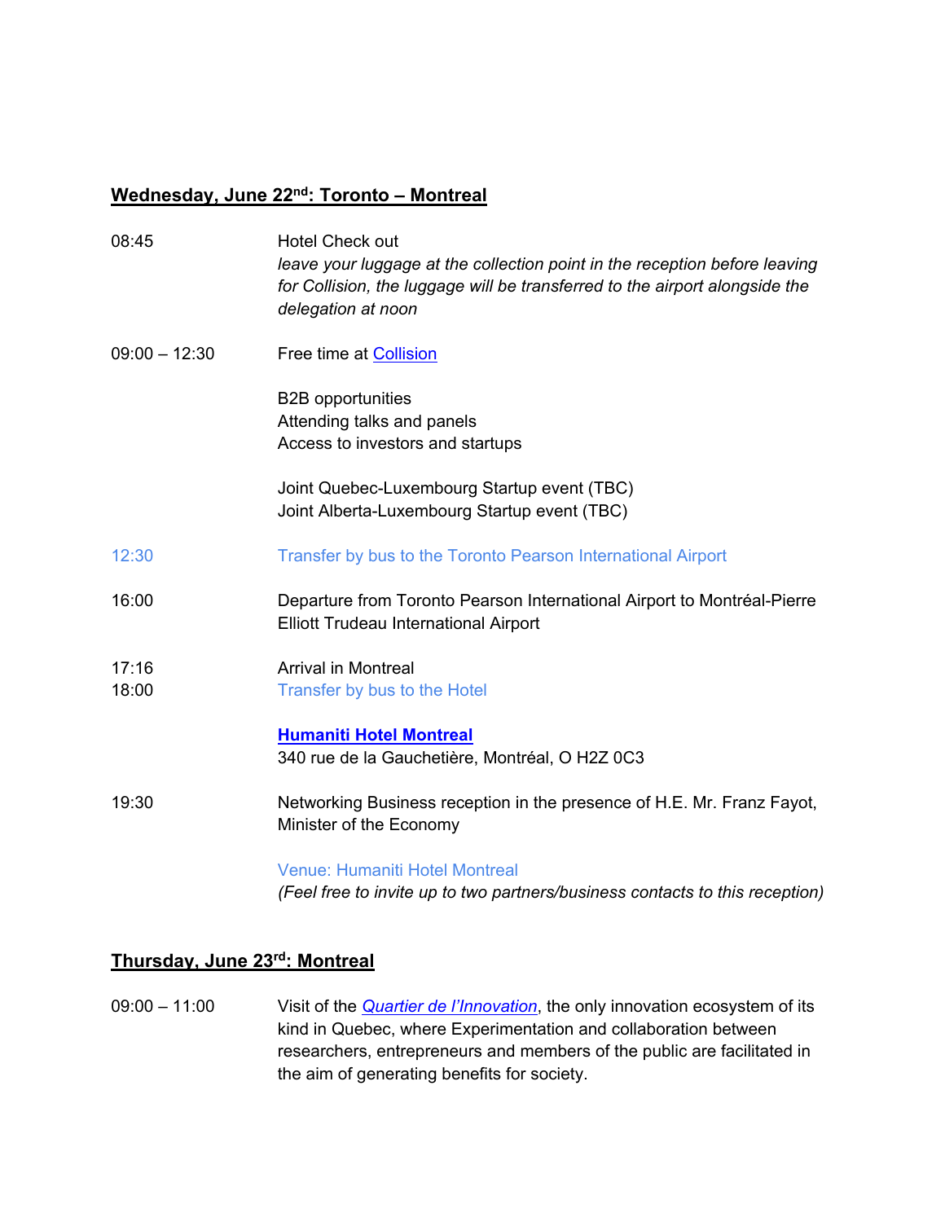## Wednesday, June 22nd: Toronto – Montreal

| | |
|---|---|
| 08:45 | Hotel Check out<br>*leave your luggage at the collection point in the reception before leaving for Collision, the luggage will be transferred to the airport alongside the delegation at noon* |
| 09:00 – 12:30 | Free time at Collision<br><br>B2B opportunities<br>Attending talks and panels<br>Access to investors and startups<br><br>Joint Quebec-Luxembourg Startup event (TBC)<br>Joint Alberta-Luxembourg Startup event (TBC) |
| 12:30 | Transfer by bus to the Toronto Pearson International Airport |
| 16:00 | Departure from Toronto Pearson International Airport to Montréal-Pierre Elliott Trudeau International Airport |
| 17:16<br>18:00 | Arrival in Montreal<br>Transfer by bus to the Hotel<br><br>**Humaniti Hotel Montreal**<br>340 rue de la Gauchetière, Montréal, O H2Z 0C3 |
| 19:30 | Networking Business reception in the presence of H.E. Mr. Franz Fayot, Minister of the Economy<br><br>Venue: Humaniti Hotel Montreal<br>*(Feel free to invite up to two partners/business contacts to this reception)* |

## Thursday, June 23rd: Montreal

| | |
|---|---|
| 09:00 – 11:00 | Visit of the *Quartier de l'Innovation*, the only innovation ecosystem of its kind in Quebec, where Experimentation and collaboration between researchers, entrepreneurs and members of the public are facilitated in the aim of generating benefits for society. |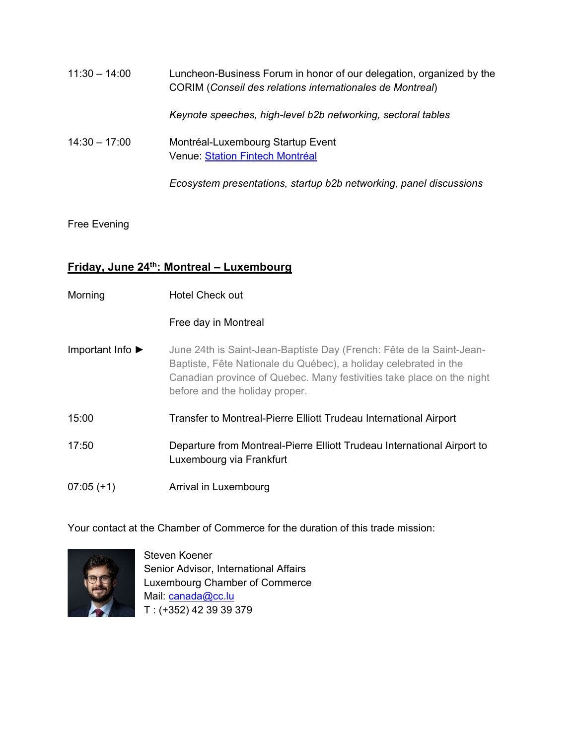| | |
|---|---|
| 11:30 – 14:00 | Luncheon-Business Forum in honor of our delegation, organized by the CORIM (*Conseil des relations internationales de Montreal*)<br><br>*Keynote speeches, high-level b2b networking, sectoral tables* |
| 14:30 – 17:00 | Montréal-Luxembourg Startup Event<br>Venue: Station Fintech Montréal<br><br>*Ecosystem presentations, startup b2b networking, panel discussions* |

Free Evening

**Friday, June 24th: Montreal – Luxembourg**

| | |
|---|---|
| Morning | Hotel Check out<br><br>Free day in Montreal |
| Important Info ► | June 24th is Saint-Jean-Baptiste Day (French: Fête de la Saint-Jean-Baptiste, Fête Nationale du Québec), a holiday celebrated in the Canadian province of Quebec. Many festivities take place on the night before and the holiday proper. |
| 15:00 | Transfer to Montreal-Pierre Elliott Trudeau International Airport |
| 17:50 | Departure from Montreal-Pierre Elliott Trudeau International Airport to Luxembourg via Frankfurt |
| 07:05 (+1) | Arrival in Luxembourg |

Your contact at the Chamber of Commerce for the duration of this trade mission:

Steven Koener
Senior Advisor, International Affairs
Luxembourg Chamber of Commerce
Mail: canada@cc.lu
T : (+352) 42 39 39 379